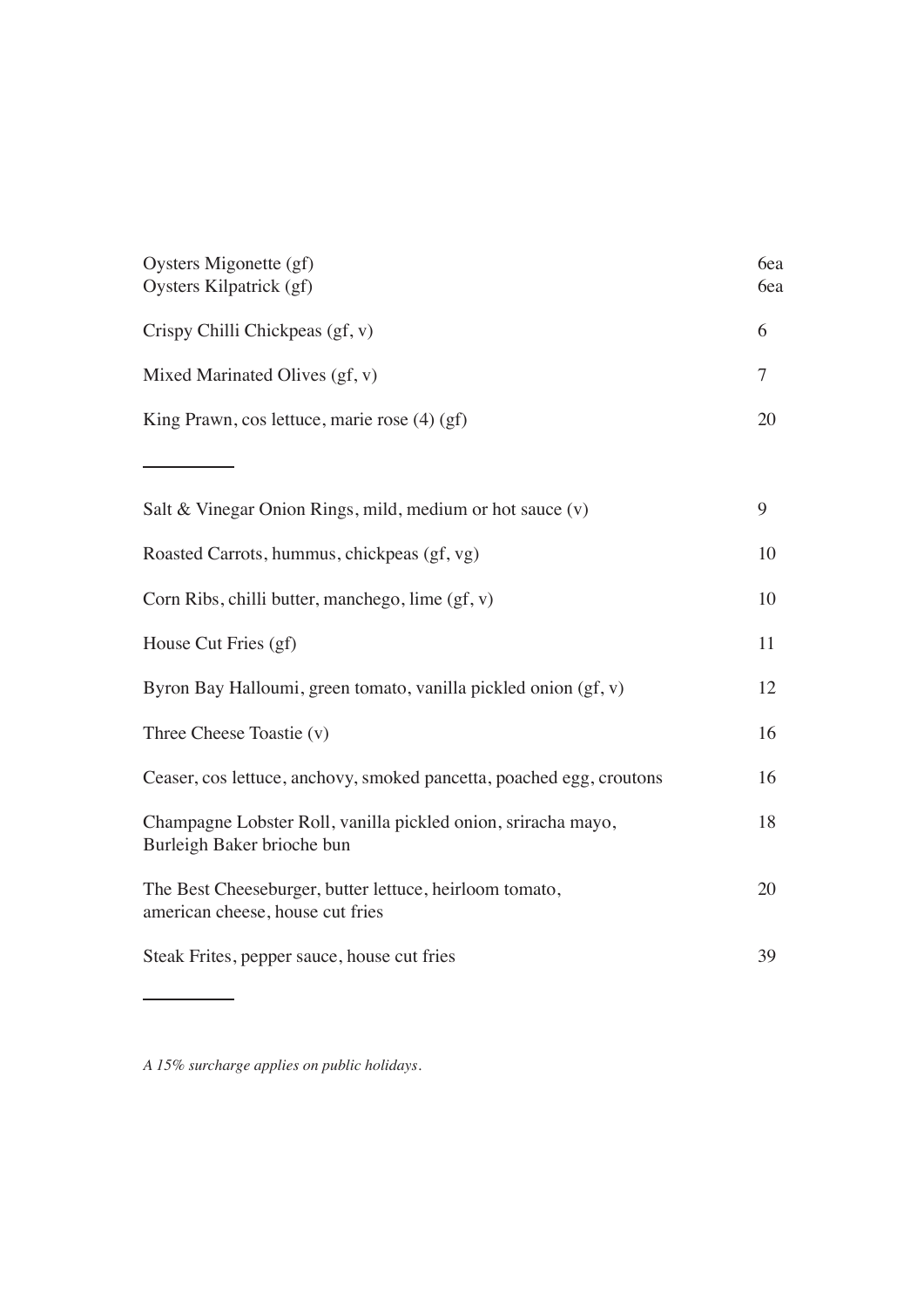| | |
|---|---|
| Oysters Migonette (gf) | 6ea |
| Oysters Kilpatrick (gf) | 6ea |
| Crispy Chilli Chickpeas (gf, v) | 6 |
| Mixed Marinated Olives (gf, v) | 7 |
| King Prawn, cos lettuce, marie rose (4) (gf) | 20 |

---

| | |
|---|---|
| Salt & Vinegar Onion Rings, mild, medium or hot sauce (v) | 9 |
| Roasted Carrots, hummus, chickpeas (gf, vg) | 10 |
| Corn Ribs, chilli butter, manchego, lime (gf, v) | 10 |
| House Cut Fries (gf) | 11 |
| Byron Bay Halloumi, green tomato, vanilla pickled onion (gf, v) | 12 |
| Three Cheese Toastie (v) | 16 |
| Ceaser, cos lettuce, anchovy, smoked pancetta, poached egg, croutons | 16 |
| Champagne Lobster Roll, vanilla pickled onion, sriracha mayo, Burleigh Baker brioche bun | 18 |
| The Best Cheeseburger, butter lettuce, heirloom tomato, american cheese, house cut fries | 20 |
| Steak Frites, pepper sauce, house cut fries | 39 |

---

*A 15% surcharge applies on public holidays.*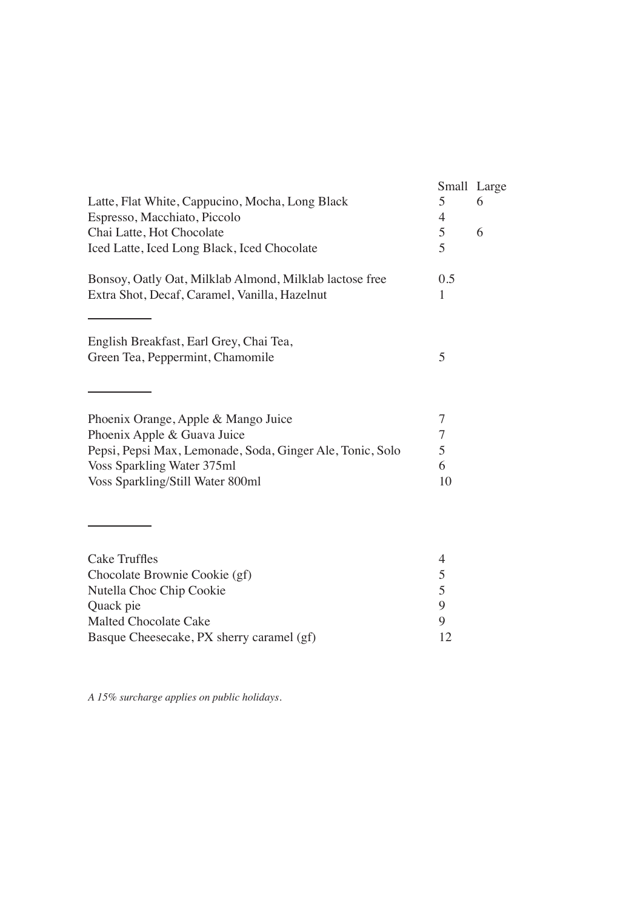| | Small | Large |
|---|---|---|
| Latte, Flat White, Cappucino, Mocha, Long Black | 5 | 6 |
| Espresso, Macchiato, Piccolo | 4 | |
| Chai Latte, Hot Chocolate | 5 | 6 |
| Iced Latte, Iced Long Black, Iced Chocolate | 5 | |
| | | |
| Bonsoy, Oatly Oat, Milklab Almond, Milklab lactose free | 0.5 | |
| Extra Shot, Decaf, Caramel, Vanilla, Hazelnut | 1 | |

---

| | |
|---|---|
| English Breakfast, Earl Grey, Chai Tea, Green Tea, Peppermint, Chamomile | 5 |

---

| | |
|---|---|
| Phoenix Orange, Apple & Mango Juice | 7 |
| Phoenix Apple & Guava Juice | 7 |
| Pepsi, Pepsi Max, Lemonade, Soda, Ginger Ale, Tonic, Solo | 5 |
| Voss Sparkling Water 375ml | 6 |
| Voss Sparkling/Still Water 800ml | 10 |

---

| | |
|---|---|
| Cake Truffles | 4 |
| Chocolate Brownie Cookie (gf) | 5 |
| Nutella Choc Chip Cookie | 5 |
| Quack pie | 9 |
| Malted Chocolate Cake | 9 |
| Basque Cheesecake, PX sherry caramel (gf) | 12 |

*A 15% surcharge applies on public holidays.*